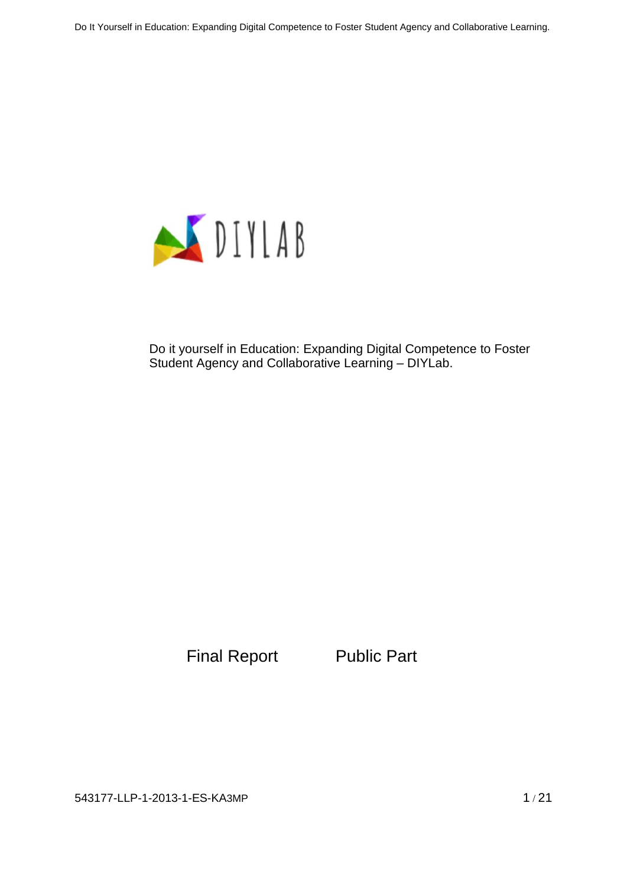DIYLAB

Do it yourself in Education: Expanding Digital Competence to Foster Student Agency and Collaborative Learning – DIYLab.

Final Report Public Part

543177-LLP-1-2013-1-ES-KA3MP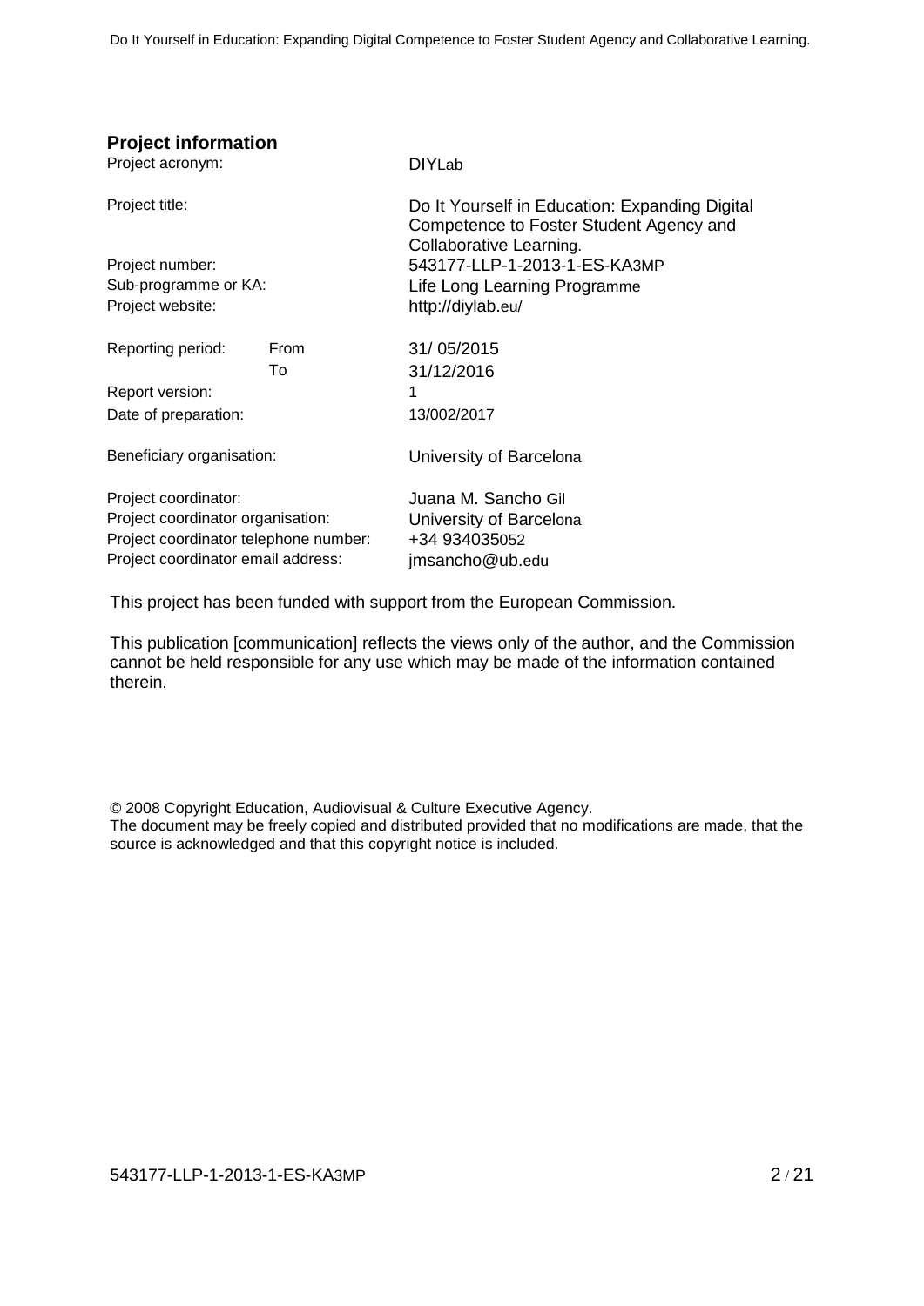## Project information

| | |
|---|---|
| Project acronym: | DIYLab |
| Project title: | Do It Yourself in Education: Expanding Digital Competence to Foster Student Agency and Collaborative Learning. |
| Project number: | 543177-LLP-1-2013-1-ES-KA3MP |
| Sub-programme or KA: | Life Long Learning Programme |
| Project website: | http://diylab.eu/ |
| Reporting period: From | 31/ 05/2015 |
| To | 31/12/2016 |
| Report version: | 1 |
| Date of preparation: | 13/002/2017 |
| Beneficiary organisation: | University of Barcelona |
| Project coordinator: | Juana M. Sancho Gil |
| Project coordinator organisation: | University of Barcelona |
| Project coordinator telephone number: | +34 934035052 |
| Project coordinator email address: | jmsancho@ub.edu |

This project has been funded with support from the European Commission.

This publication [communication] reflects the views only of the author, and the Commission cannot be held responsible for any use which may be made of the information contained therein.

© 2008 Copyright Education, Audiovisual & Culture Executive Agency.
The document may be freely copied and distributed provided that no modifications are made, that the source is acknowledged and that this copyright notice is included.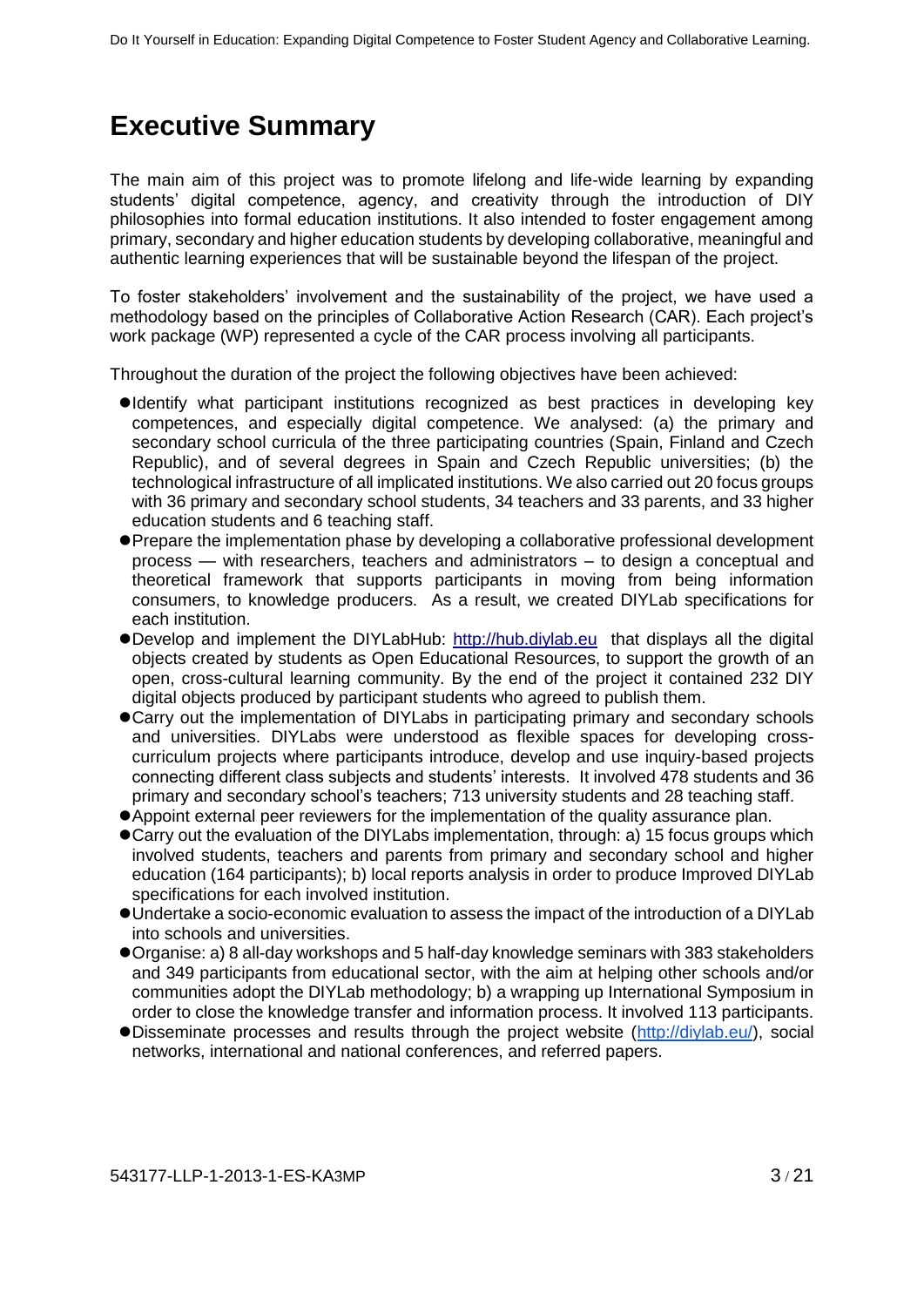# Executive Summary

The main aim of this project was to promote lifelong and life-wide learning by expanding students' digital competence, agency, and creativity through the introduction of DIY philosophies into formal education institutions. It also intended to foster engagement among primary, secondary and higher education students by developing collaborative, meaningful and authentic learning experiences that will be sustainable beyond the lifespan of the project.

To foster stakeholders' involvement and the sustainability of the project, we have used a methodology based on the principles of Collaborative Action Research (CAR). Each project's work package (WP) represented a cycle of the CAR process involving all participants.

Throughout the duration of the project the following objectives have been achieved:

- Identify what participant institutions recognized as best practices in developing key competences, and especially digital competence. We analysed: (a) the primary and secondary school curricula of the three participating countries (Spain, Finland and Czech Republic), and of several degrees in Spain and Czech Republic universities; (b) the technological infrastructure of all implicated institutions. We also carried out 20 focus groups with 36 primary and secondary school students, 34 teachers and 33 parents, and 33 higher education students and 6 teaching staff.
- Prepare the implementation phase by developing a collaborative professional development process — with researchers, teachers and administrators – to design a conceptual and theoretical framework that supports participants in moving from being information consumers, to knowledge producers. As a result, we created DIYLab specifications for each institution.
- Develop and implement the DIYLabHub: http://hub.diylab.eu that displays all the digital objects created by students as Open Educational Resources, to support the growth of an open, cross-cultural learning community. By the end of the project it contained 232 DIY digital objects produced by participant students who agreed to publish them.
- Carry out the implementation of DIYLabs in participating primary and secondary schools and universities. DIYLabs were understood as flexible spaces for developing cross-curriculum projects where participants introduce, develop and use inquiry-based projects connecting different class subjects and students' interests. It involved 478 students and 36 primary and secondary school's teachers; 713 university students and 28 teaching staff.
- Appoint external peer reviewers for the implementation of the quality assurance plan.
- Carry out the evaluation of the DIYLabs implementation, through: a) 15 focus groups which involved students, teachers and parents from primary and secondary school and higher education (164 participants); b) local reports analysis in order to produce Improved DIYLab specifications for each involved institution.
- Undertake a socio-economic evaluation to assess the impact of the introduction of a DIYLab into schools and universities.
- Organise: a) 8 all-day workshops and 5 half-day knowledge seminars with 383 stakeholders and 349 participants from educational sector, with the aim at helping other schools and/or communities adopt the DIYLab methodology; b) a wrapping up International Symposium in order to close the knowledge transfer and information process. It involved 113 participants.
- Disseminate processes and results through the project website (http://diylab.eu/), social networks, international and national conferences, and referred papers.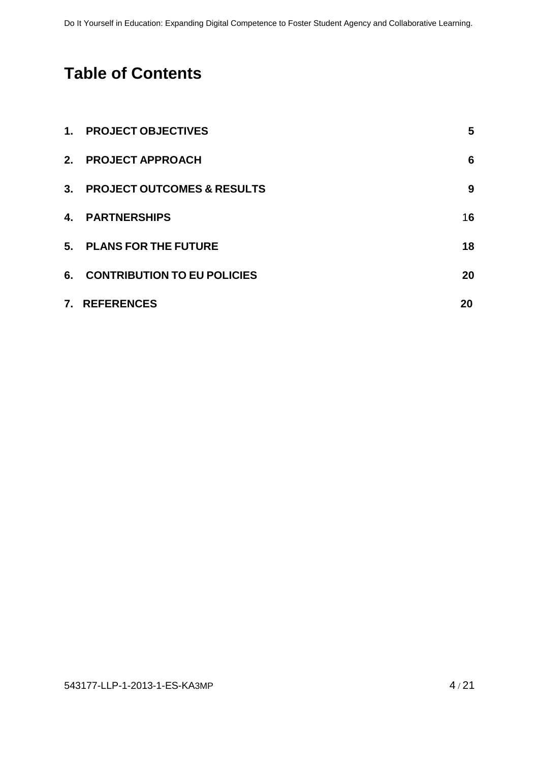# Table of Contents

| | | |
|---|---|---|
| 1. | **PROJECT OBJECTIVES** | **5** |
| 2. | **PROJECT APPROACH** | **6** |
| 3. | **PROJECT OUTCOMES & RESULTS** | **9** |
| 4. | **PARTNERSHIPS** | **16** |
| 5. | **PLANS FOR THE FUTURE** | **18** |
| 6. | **CONTRIBUTION TO EU POLICIES** | **20** |
| 7. | **REFERENCES** | **20** |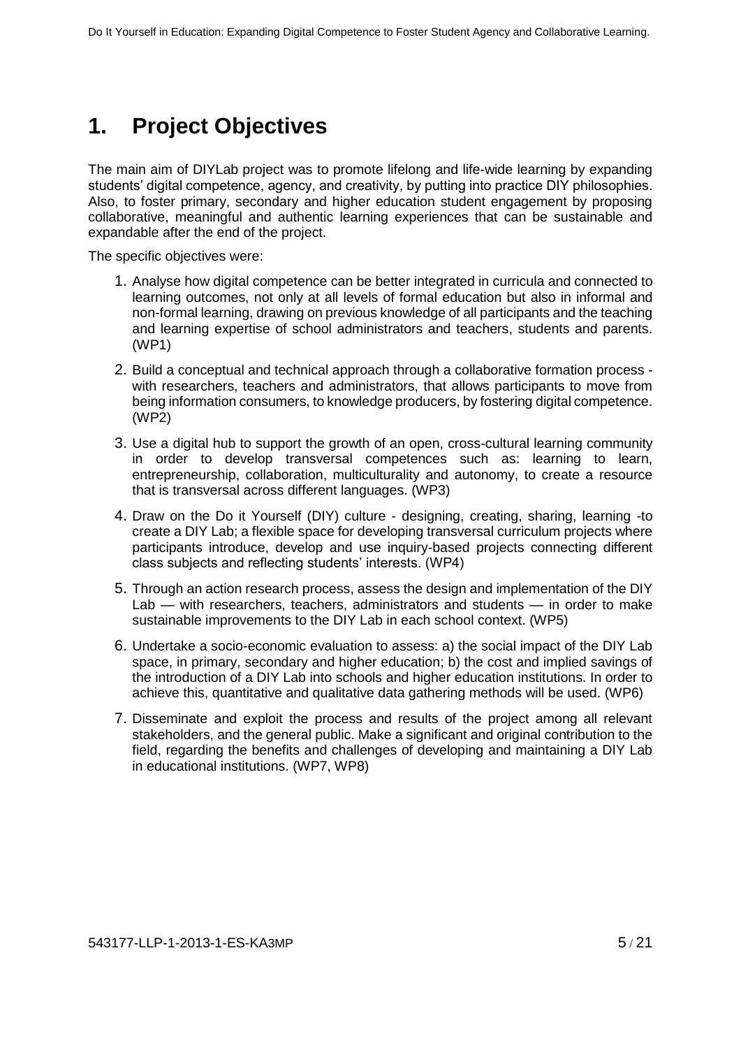# 1. Project Objectives

The main aim of DIYLab project was to promote lifelong and life-wide learning by expanding students' digital competence, agency, and creativity, by putting into practice DIY philosophies. Also, to foster primary, secondary and higher education student engagement by proposing collaborative, meaningful and authentic learning experiences that can be sustainable and expandable after the end of the project.

The specific objectives were:

1. Analyse how digital competence can be better integrated in curricula and connected to learning outcomes, not only at all levels of formal education but also in informal and non-formal learning, drawing on previous knowledge of all participants and the teaching and learning expertise of school administrators and teachers, students and parents. (WP1)
2. Build a conceptual and technical approach through a collaborative formation process - with researchers, teachers and administrators, that allows participants to move from being information consumers, to knowledge producers, by fostering digital competence. (WP2)
3. Use a digital hub to support the growth of an open, cross-cultural learning community in order to develop transversal competences such as: learning to learn, entrepreneurship, collaboration, multiculturality and autonomy, to create a resource that is transversal across different languages. (WP3)
4. Draw on the Do it Yourself (DIY) culture - designing, creating, sharing, learning -to create a DIY Lab; a flexible space for developing transversal curriculum projects where participants introduce, develop and use inquiry-based projects connecting different class subjects and reflecting students' interests. (WP4)
5. Through an action research process, assess the design and implementation of the DIY Lab — with researchers, teachers, administrators and students — in order to make sustainable improvements to the DIY Lab in each school context. (WP5)
6. Undertake a socio-economic evaluation to assess: a) the social impact of the DIY Lab space, in primary, secondary and higher education; b) the cost and implied savings of the introduction of a DIY Lab into schools and higher education institutions. In order to achieve this, quantitative and qualitative data gathering methods will be used. (WP6)
7. Disseminate and exploit the process and results of the project among all relevant stakeholders, and the general public. Make a significant and original contribution to the field, regarding the benefits and challenges of developing and maintaining a DIY Lab in educational institutions. (WP7, WP8)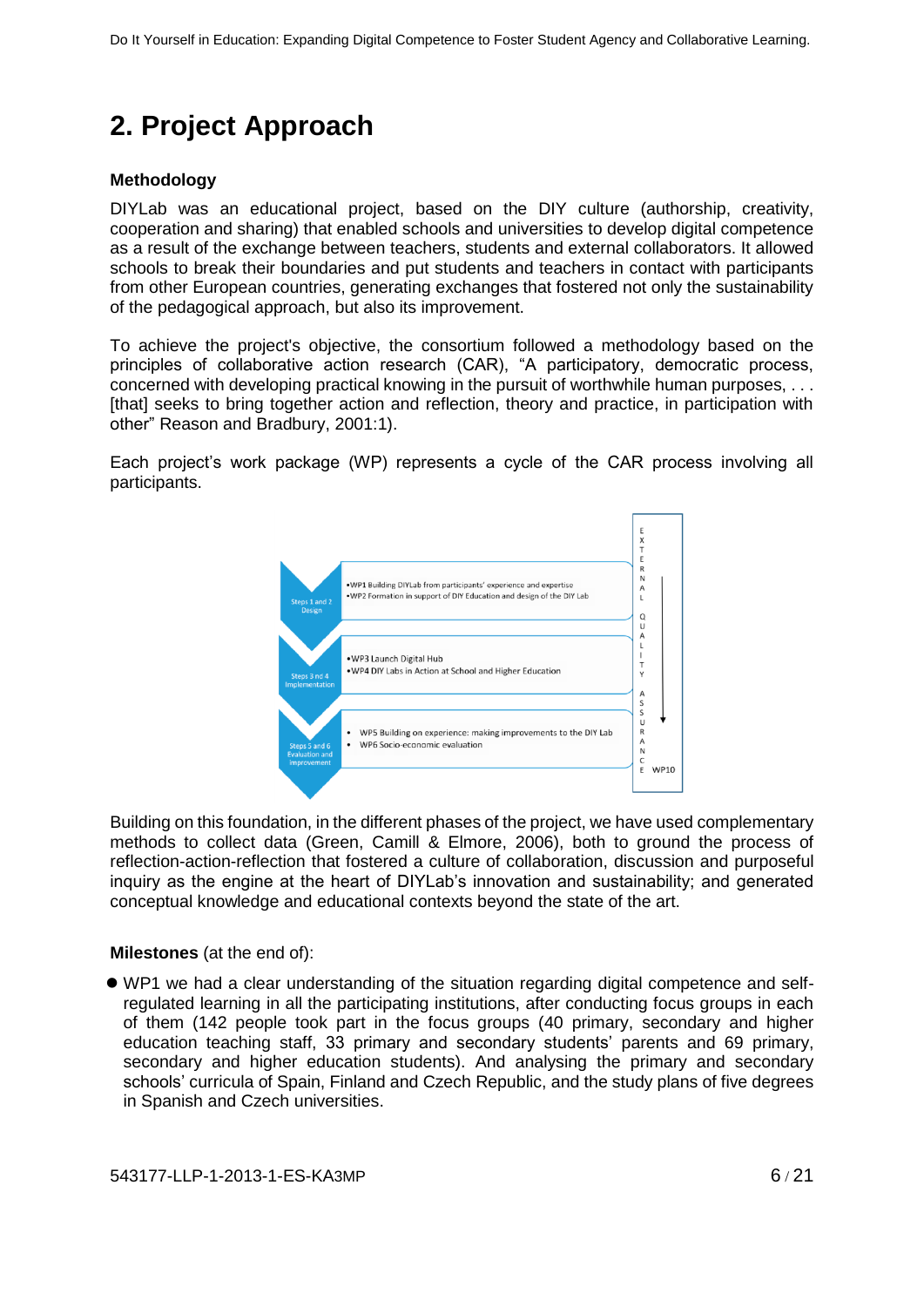# 2. Project Approach

**Methodology**

DIYLab was an educational project, based on the DIY culture (authorship, creativity, cooperation and sharing) that enabled schools and universities to develop digital competence as a result of the exchange between teachers, students and external collaborators. It allowed schools to break their boundaries and put students and teachers in contact with participants from other European countries, generating exchanges that fostered not only the sustainability of the pedagogical approach, but also its improvement.

To achieve the project's objective, the consortium followed a methodology based on the principles of collaborative action research (CAR), "A participatory, democratic process, concerned with developing practical knowing in the pursuit of worthwhile human purposes, . . . [that] seeks to bring together action and reflection, theory and practice, in participation with other" Reason and Bradbury, 2001:1).

Each project's work package (WP) represents a cycle of the CAR process involving all participants.

Steps 1 and 2 Design
- WP1 Building DIYLab from participants' experience and expertise
- WP2 Formation in support of DIY Education and design of the DIY Lab

Steps 3 nd 4 Implementation
- WP3 Launch Digital Hub
- WP4 DIY Labs in Action at School and Higher Education

Steps 5 and 6 Evaluation and improvement
- WP5 Building on experience: making improvements to the DIY Lab
- WP6 Socio-economic evaluation

EXTERNAL QUALITY ASSURANCE WP10

Building on this foundation, in the different phases of the project, we have used complementary methods to collect data (Green, Camill & Elmore, 2006), both to ground the process of reflection-action-reflection that fostered a culture of collaboration, discussion and purposeful inquiry as the engine at the heart of DIYLab's innovation and sustainability; and generated conceptual knowledge and educational contexts beyond the state of the art.

**Milestones** (at the end of):

- WP1 we had a clear understanding of the situation regarding digital competence and self-regulated learning in all the participating institutions, after conducting focus groups in each of them (142 people took part in the focus groups (40 primary, secondary and higher education teaching staff, 33 primary and secondary students' parents and 69 primary, secondary and higher education students). And analysing the primary and secondary schools' curricula of Spain, Finland and Czech Republic, and the study plans of five degrees in Spanish and Czech universities.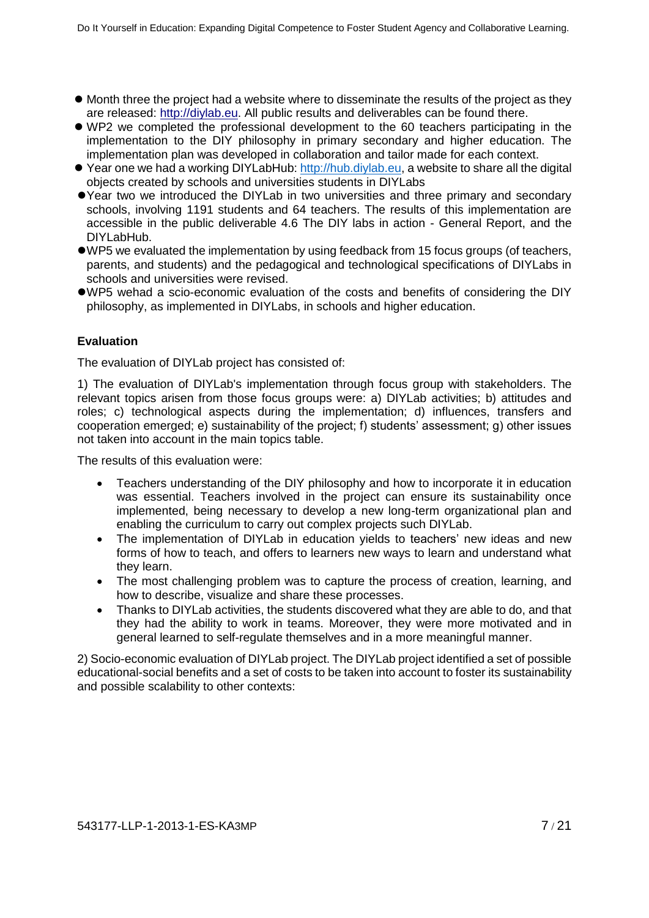- Month three the project had a website where to disseminate the results of the project as they are released: http://diylab.eu. All public results and deliverables can be found there.
- WP2 we completed the professional development to the 60 teachers participating in the implementation to the DIY philosophy in primary secondary and higher education. The implementation plan was developed in collaboration and tailor made for each context.
- Year one we had a working DIYLabHub: http://hub.diylab.eu, a website to share all the digital objects created by schools and universities students in DIYLabs
- Year two we introduced the DIYLab in two universities and three primary and secondary schools, involving 1191 students and 64 teachers. The results of this implementation are accessible in the public deliverable 4.6 The DIY labs in action - General Report, and the DIYLabHub.
- WP5 we evaluated the implementation by using feedback from 15 focus groups (of teachers, parents, and students) and the pedagogical and technological specifications of DIYLabs in schools and universities were revised.
- WP5 wehad a scio-economic evaluation of the costs and benefits of considering the DIY philosophy, as implemented in DIYLabs, in schools and higher education.

**Evaluation**

The evaluation of DIYLab project has consisted of:

1) The evaluation of DIYLab's implementation through focus group with stakeholders. The relevant topics arisen from those focus groups were: a) DIYLab activities; b) attitudes and roles; c) technological aspects during the implementation; d) influences, transfers and cooperation emerged; e) sustainability of the project; f) students' assessment; g) other issues not taken into account in the main topics table.

The results of this evaluation were:

- Teachers understanding of the DIY philosophy and how to incorporate it in education was essential. Teachers involved in the project can ensure its sustainability once implemented, being necessary to develop a new long-term organizational plan and enabling the curriculum to carry out complex projects such DIYLab.
- The implementation of DIYLab in education yields to teachers' new ideas and new forms of how to teach, and offers to learners new ways to learn and understand what they learn.
- The most challenging problem was to capture the process of creation, learning, and how to describe, visualize and share these processes.
- Thanks to DIYLab activities, the students discovered what they are able to do, and that they had the ability to work in teams. Moreover, they were more motivated and in general learned to self-regulate themselves and in a more meaningful manner.

2) Socio-economic evaluation of DIYLab project. The DIYLab project identified a set of possible educational-social benefits and a set of costs to be taken into account to foster its sustainability and possible scalability to other contexts: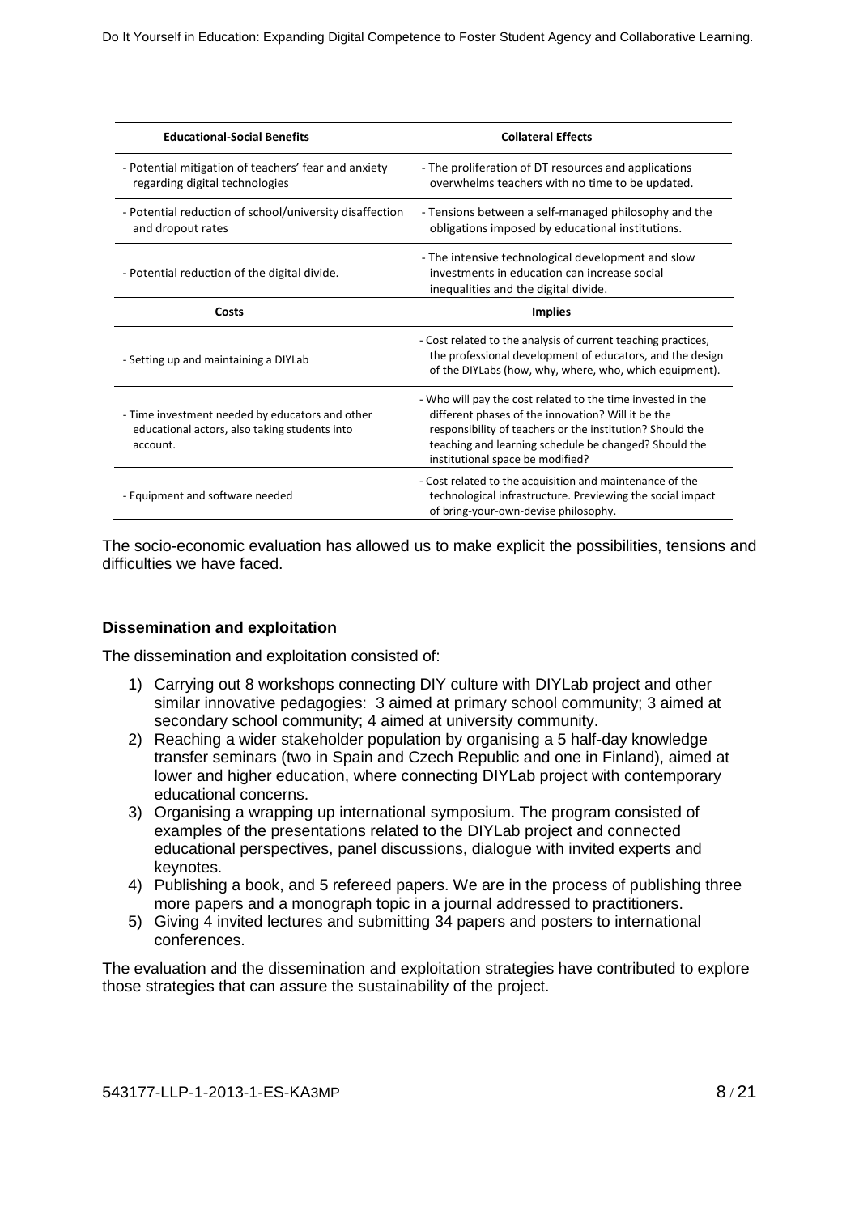| Educational-Social Benefits | Collateral Effects |
|---|---|
| - Potential mitigation of teachers' fear and anxiety regarding digital technologies | - The proliferation of DT resources and applications overwhelms teachers with no time to be updated. |
| - Potential reduction of school/university disaffection and dropout rates | - Tensions between a self-managed philosophy and the obligations imposed by educational institutions. |
| - Potential reduction of the digital divide. | - The intensive technological development and slow investments in education can increase social inequalities and the digital divide. |
| **Costs** | **Implies** |
| - Setting up and maintaining a DIYLab | - Cost related to the analysis of current teaching practices, the professional development of educators, and the design of the DIYLabs (how, why, where, who, which equipment). |
| - Time investment needed by educators and other educational actors, also taking students into account. | - Who will pay the cost related to the time invested in the different phases of the innovation? Will it be the responsibility of teachers or the institution? Should the teaching and learning schedule be changed? Should the institutional space be modified? |
| - Equipment and software needed | - Cost related to the acquisition and maintenance of the technological infrastructure. Previewing the social impact of bring-your-own-devise philosophy. |

The socio-economic evaluation has allowed us to make explicit the possibilities, tensions and difficulties we have faced.

### Dissemination and exploitation

The dissemination and exploitation consisted of:

1) Carrying out 8 workshops connecting DIY culture with DIYLab project and other similar innovative pedagogies: 3 aimed at primary school community; 3 aimed at secondary school community; 4 aimed at university community.
2) Reaching a wider stakeholder population by organising a 5 half-day knowledge transfer seminars (two in Spain and Czech Republic and one in Finland), aimed at lower and higher education, where connecting DIYLab project with contemporary educational concerns.
3) Organising a wrapping up international symposium. The program consisted of examples of the presentations related to the DIYLab project and connected educational perspectives, panel discussions, dialogue with invited experts and keynotes.
4) Publishing a book, and 5 refereed papers. We are in the process of publishing three more papers and a monograph topic in a journal addressed to practitioners.
5) Giving 4 invited lectures and submitting 34 papers and posters to international conferences.

The evaluation and the dissemination and exploitation strategies have contributed to explore those strategies that can assure the sustainability of the project.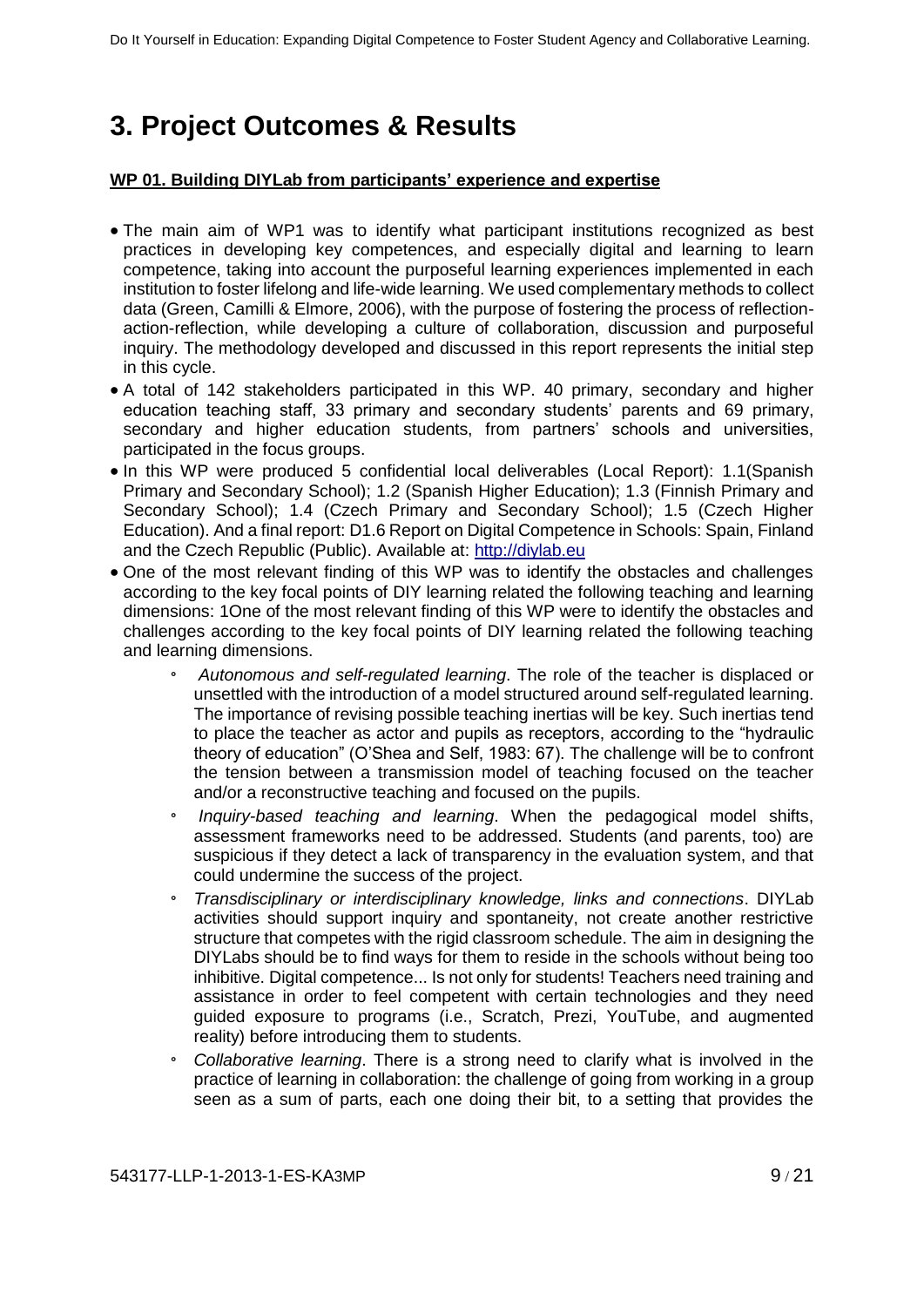# 3. Project Outcomes & Results

**WP 01. Building DIYLab from participants' experience and expertise**

- The main aim of WP1 was to identify what participant institutions recognized as best practices in developing key competences, and especially digital and learning to learn competence, taking into account the purposeful learning experiences implemented in each institution to foster lifelong and life-wide learning. We used complementary methods to collect data (Green, Camilli & Elmore, 2006), with the purpose of fostering the process of reflection-action-reflection, while developing a culture of collaboration, discussion and purposeful inquiry. The methodology developed and discussed in this report represents the initial step in this cycle.
- A total of 142 stakeholders participated in this WP. 40 primary, secondary and higher education teaching staff, 33 primary and secondary students' parents and 69 primary, secondary and higher education students, from partners' schools and universities, participated in the focus groups.
- In this WP were produced 5 confidential local deliverables (Local Report): 1.1(Spanish Primary and Secondary School); 1.2 (Spanish Higher Education); 1.3 (Finnish Primary and Secondary School); 1.4 (Czech Primary and Secondary School); 1.5 (Czech Higher Education). And a final report: D1.6 Report on Digital Competence in Schools: Spain, Finland and the Czech Republic (Public). Available at: http://diylab.eu
- One of the most relevant finding of this WP was to identify the obstacles and challenges according to the key focal points of DIY learning related the following teaching and learning dimensions: 1One of the most relevant finding of this WP were to identify the obstacles and challenges according to the key focal points of DIY learning related the following teaching and learning dimensions.
    - *Autonomous and self-regulated learning*. The role of the teacher is displaced or unsettled with the introduction of a model structured around self-regulated learning. The importance of revising possible teaching inertias will be key. Such inertias tend to place the teacher as actor and pupils as receptors, according to the "hydraulic theory of education" (O'Shea and Self, 1983: 67). The challenge will be to confront the tension between a transmission model of teaching focused on the teacher and/or a reconstructive teaching and focused on the pupils.
    - *Inquiry-based teaching and learning*. When the pedagogical model shifts, assessment frameworks need to be addressed. Students (and parents, too) are suspicious if they detect a lack of transparency in the evaluation system, and that could undermine the success of the project.
    - *Transdisciplinary or interdisciplinary knowledge, links and connections*. DIYLab activities should support inquiry and spontaneity, not create another restrictive structure that competes with the rigid classroom schedule. The aim in designing the DIYLabs should be to find ways for them to reside in the schools without being too inhibitive. Digital competence... Is not only for students! Teachers need training and assistance in order to feel competent with certain technologies and they need guided exposure to programs (i.e., Scratch, Prezi, YouTube, and augmented reality) before introducing them to students.
    - *Collaborative learning*. There is a strong need to clarify what is involved in the practice of learning in collaboration: the challenge of going from working in a group seen as a sum of parts, each one doing their bit, to a setting that provides the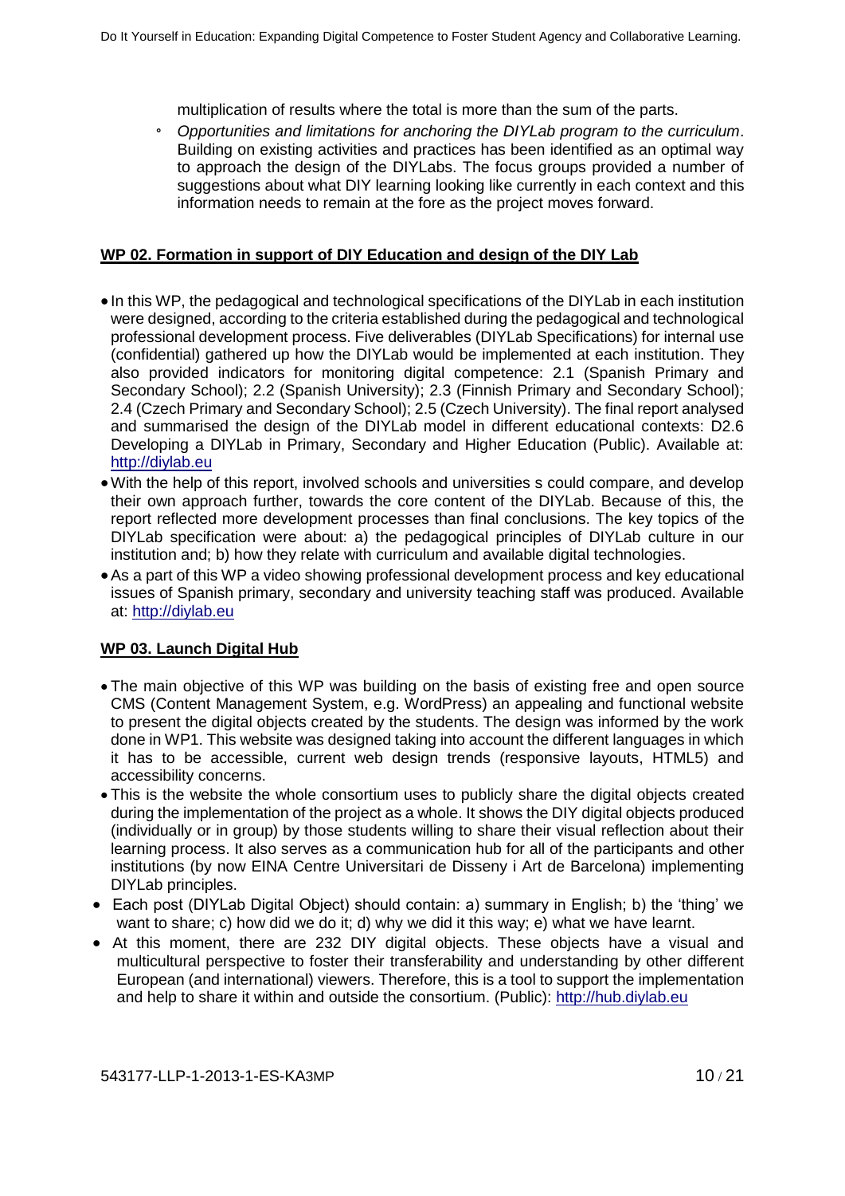multiplication of results where the total is more than the sum of the parts.

- *Opportunities and limitations for anchoring the DIYLab program to the curriculum*. Building on existing activities and practices has been identified as an optimal way to approach the design of the DIYLabs. The focus groups provided a number of suggestions about what DIY learning looking like currently in each context and this information needs to remain at the fore as the project moves forward.

**WP 02. Formation in support of DIY Education and design of the DIY Lab**

- In this WP, the pedagogical and technological specifications of the DIYLab in each institution were designed, according to the criteria established during the pedagogical and technological professional development process. Five deliverables (DIYLab Specifications) for internal use (confidential) gathered up how the DIYLab would be implemented at each institution. They also provided indicators for monitoring digital competence: 2.1 (Spanish Primary and Secondary School); 2.2 (Spanish University); 2.3 (Finnish Primary and Secondary School); 2.4 (Czech Primary and Secondary School); 2.5 (Czech University). The final report analysed and summarised the design of the DIYLab model in different educational contexts: D2.6 Developing a DIYLab in Primary, Secondary and Higher Education (Public). Available at: http://diylab.eu
- With the help of this report, involved schools and universities s could compare, and develop their own approach further, towards the core content of the DIYLab. Because of this, the report reflected more development processes than final conclusions. The key topics of the DIYLab specification were about: a) the pedagogical principles of DIYLab culture in our institution and; b) how they relate with curriculum and available digital technologies.
- As a part of this WP a video showing professional development process and key educational issues of Spanish primary, secondary and university teaching staff was produced. Available at: http://diylab.eu

**WP 03. Launch Digital Hub**

- The main objective of this WP was building on the basis of existing free and open source CMS (Content Management System, e.g. WordPress) an appealing and functional website to present the digital objects created by the students. The design was informed by the work done in WP1. This website was designed taking into account the different languages in which it has to be accessible, current web design trends (responsive layouts, HTML5) and accessibility concerns.
- This is the website the whole consortium uses to publicly share the digital objects created during the implementation of the project as a whole. It shows the DIY digital objects produced (individually or in group) by those students willing to share their visual reflection about their learning process. It also serves as a communication hub for all of the participants and other institutions (by now EINA Centre Universitari de Disseny i Art de Barcelona) implementing DIYLab principles.
- Each post (DIYLab Digital Object) should contain: a) summary in English; b) the 'thing' we want to share; c) how did we do it; d) why we did it this way; e) what we have learnt.
- At this moment, there are 232 DIY digital objects. These objects have a visual and multicultural perspective to foster their transferability and understanding by other different European (and international) viewers. Therefore, this is a tool to support the implementation and help to share it within and outside the consortium. (Public): http://hub.diylab.eu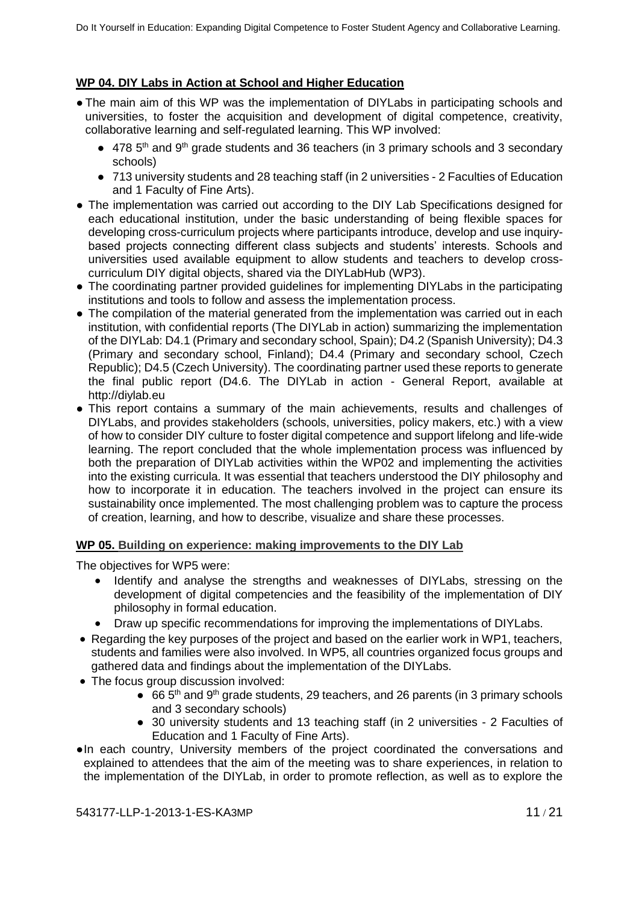## WP 04. DIY Labs in Action at School and Higher Education

- The main aim of this WP was the implementation of DIYLabs in participating schools and universities, to foster the acquisition and development of digital competence, creativity, collaborative learning and self-regulated learning. This WP involved:
  - 478 5th and 9th grade students and 36 teachers (in 3 primary schools and 3 secondary schools)
  - 713 university students and 28 teaching staff (in 2 universities - 2 Faculties of Education and 1 Faculty of Fine Arts).
- The implementation was carried out according to the DIY Lab Specifications designed for each educational institution, under the basic understanding of being flexible spaces for developing cross-curriculum projects where participants introduce, develop and use inquiry-based projects connecting different class subjects and students' interests. Schools and universities used available equipment to allow students and teachers to develop cross-curriculum DIY digital objects, shared via the DIYLabHub (WP3).
- The coordinating partner provided guidelines for implementing DIYLabs in the participating institutions and tools to follow and assess the implementation process.
- The compilation of the material generated from the implementation was carried out in each institution, with confidential reports (The DIYLab in action) summarizing the implementation of the DIYLab: D4.1 (Primary and secondary school, Spain); D4.2 (Spanish University); D4.3 (Primary and secondary school, Finland); D4.4 (Primary and secondary school, Czech Republic); D4.5 (Czech University). The coordinating partner used these reports to generate the final public report (D4.6. The DIYLab in action - General Report, available at http://diylab.eu
- This report contains a summary of the main achievements, results and challenges of DIYLabs, and provides stakeholders (schools, universities, policy makers, etc.) with a view of how to consider DIY culture to foster digital competence and support lifelong and life-wide learning. The report concluded that the whole implementation process was influenced by both the preparation of DIYLab activities within the WP02 and implementing the activities into the existing curricula. It was essential that teachers understood the DIY philosophy and how to incorporate it in education. The teachers involved in the project can ensure its sustainability once implemented. The most challenging problem was to capture the process of creation, learning, and how to describe, visualize and share these processes.

## WP 05. Building on experience: making improvements to the DIY Lab

The objectives for WP5 were:

- Identify and analyse the strengths and weaknesses of DIYLabs, stressing on the development of digital competencies and the feasibility of the implementation of DIY philosophy in formal education.
- Draw up specific recommendations for improving the implementations of DIYLabs.

- Regarding the key purposes of the project and based on the earlier work in WP1, teachers, students and families were also involved. In WP5, all countries organized focus groups and gathered data and findings about the implementation of the DIYLabs.
- The focus group discussion involved:
  - 66 5th and 9th grade students, 29 teachers, and 26 parents (in 3 primary schools and 3 secondary schools)
  - 30 university students and 13 teaching staff (in 2 universities - 2 Faculties of Education and 1 Faculty of Fine Arts).
- In each country, University members of the project coordinated the conversations and explained to attendees that the aim of the meeting was to share experiences, in relation to the implementation of the DIYLab, in order to promote reflection, as well as to explore the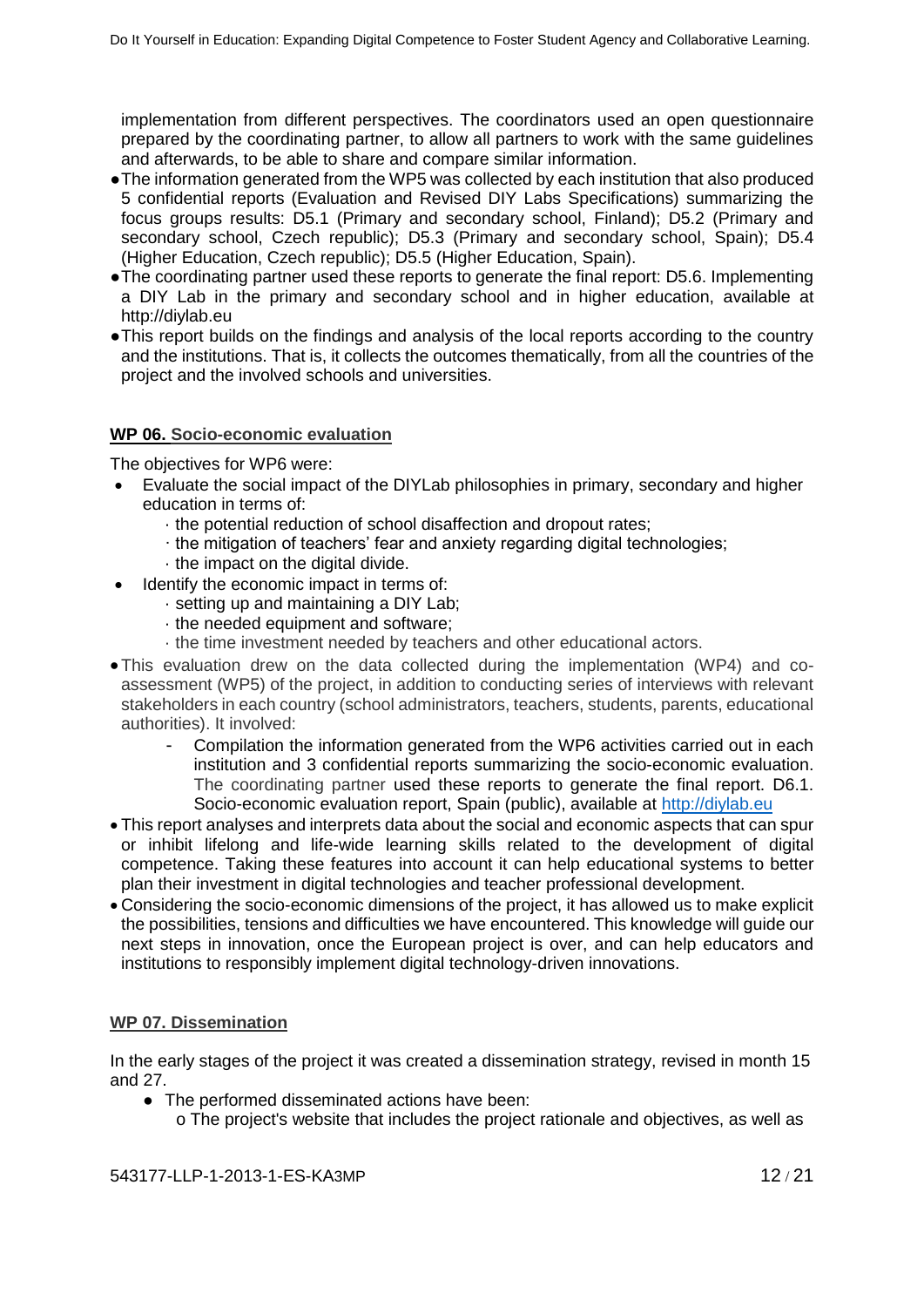implementation from different perspectives. The coordinators used an open questionnaire prepared by the coordinating partner, to allow all partners to work with the same guidelines and afterwards, to be able to share and compare similar information.

- The information generated from the WP5 was collected by each institution that also produced 5 confidential reports (Evaluation and Revised DIY Labs Specifications) summarizing the focus groups results: D5.1 (Primary and secondary school, Finland); D5.2 (Primary and secondary school, Czech republic); D5.3 (Primary and secondary school, Spain); D5.4 (Higher Education, Czech republic); D5.5 (Higher Education, Spain).
- The coordinating partner used these reports to generate the final report: D5.6. Implementing a DIY Lab in the primary and secondary school and in higher education, available at http://diylab.eu
- This report builds on the findings and analysis of the local reports according to the country and the institutions. That is, it collects the outcomes thematically, from all the countries of the project and the involved schools and universities.

### WP 06. Socio-economic evaluation

The objectives for WP6 were:

- Evaluate the social impact of the DIYLab philosophies in primary, secondary and higher education in terms of:
  - · the potential reduction of school disaffection and dropout rates;
  - · the mitigation of teachers' fear and anxiety regarding digital technologies;
  - · the impact on the digital divide.
- Identify the economic impact in terms of:
  - · setting up and maintaining a DIY Lab;
  - · the needed equipment and software;
  - · the time investment needed by teachers and other educational actors.
- This evaluation drew on the data collected during the implementation (WP4) and co-assessment (WP5) of the project, in addition to conducting series of interviews with relevant stakeholders in each country (school administrators, teachers, students, parents, educational authorities). It involved:
  - Compilation the information generated from the WP6 activities carried out in each institution and 3 confidential reports summarizing the socio-economic evaluation. The coordinating partner used these reports to generate the final report. D6.1. Socio-economic evaluation report, Spain (public), available at http://diylab.eu
- This report analyses and interprets data about the social and economic aspects that can spur or inhibit lifelong and life-wide learning skills related to the development of digital competence. Taking these features into account it can help educational systems to better plan their investment in digital technologies and teacher professional development.
- Considering the socio-economic dimensions of the project, it has allowed us to make explicit the possibilities, tensions and difficulties we have encountered. This knowledge will guide our next steps in innovation, once the European project is over, and can help educators and institutions to responsibly implement digital technology-driven innovations.

### WP 07. Dissemination

In the early stages of the project it was created a dissemination strategy, revised in month 15 and 27.

- The performed disseminated actions have been:
  - o The project's website that includes the project rationale and objectives, as well as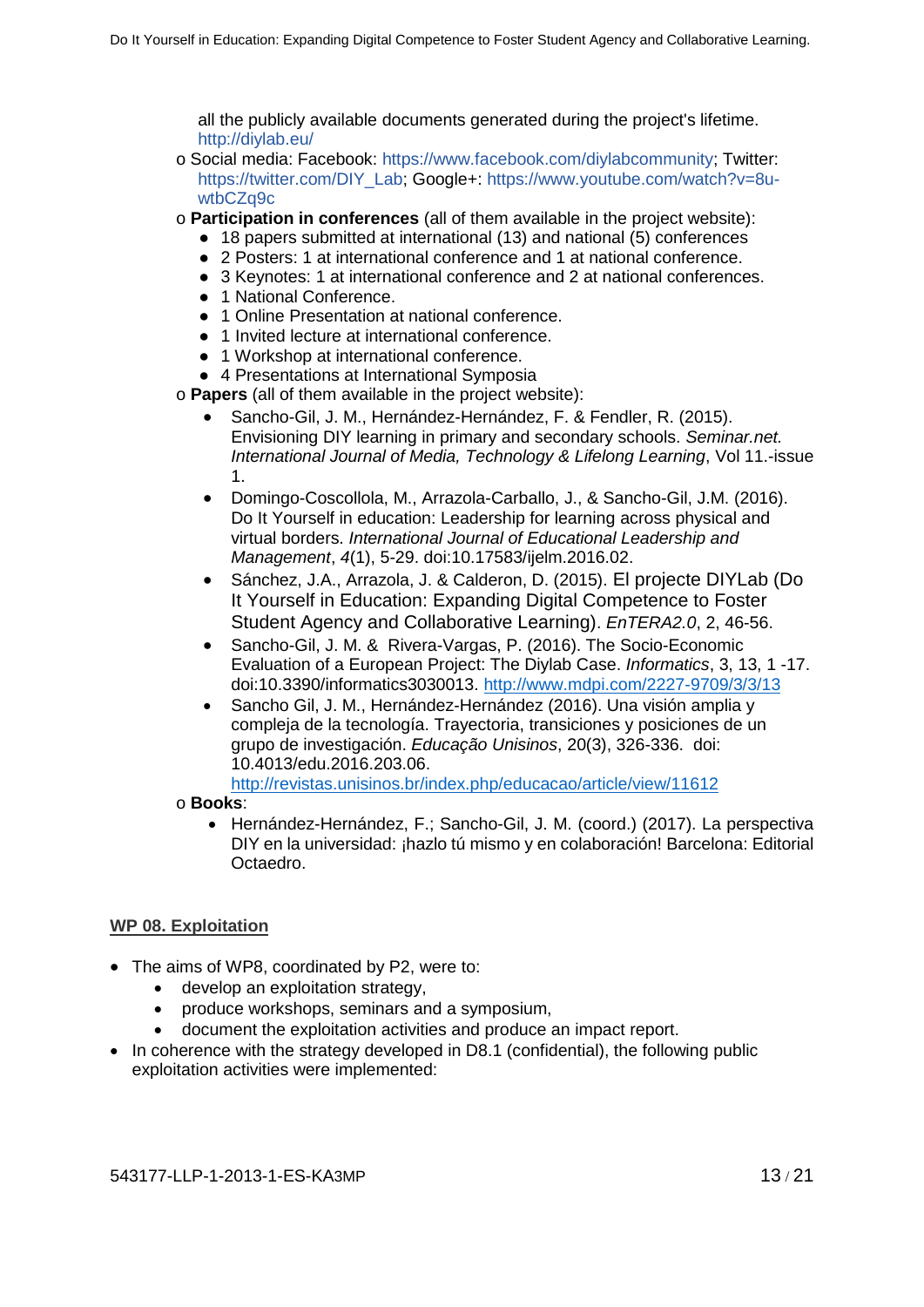all the publicly available documents generated during the project's lifetime. http://diylab.eu/

- Social media: Facebook: https://www.facebook.com/diylabcommunity; Twitter: https://twitter.com/DIY_Lab; Google+: https://www.youtube.com/watch?v=8u-wtbCZq9c
- **Participation in conferences** (all of them available in the project website):
  - 18 papers submitted at international (13) and national (5) conferences
  - 2 Posters: 1 at international conference and 1 at national conference.
  - 3 Keynotes: 1 at international conference and 2 at national conferences.
  - 1 National Conference.
  - 1 Online Presentation at national conference.
  - 1 Invited lecture at international conference.
  - 1 Workshop at international conference.
  - 4 Presentations at International Symposia
- **Papers** (all of them available in the project website):
  - Sancho-Gil, J. M., Hernández-Hernández, F. & Fendler, R. (2015). Envisioning DIY learning in primary and secondary schools. *Seminar.net. International Journal of Media, Technology & Lifelong Learning*, Vol 11.-issue 1.
  - Domingo-Coscollola, M., Arrazola-Carballo, J., & Sancho-Gil, J.M. (2016). Do It Yourself in education: Leadership for learning across physical and virtual borders. *International Journal of Educational Leadership and Management*, *4*(1), 5-29. doi:10.17583/ijelm.2016.02.
  - Sánchez, J.A., Arrazola, J. & Calderon, D. (2015). El projecte DIYLab (Do It Yourself in Education: Expanding Digital Competence to Foster Student Agency and Collaborative Learning). *EnTERA2.0*, 2, 46-56.
  - Sancho-Gil, J. M. & Rivera-Vargas, P. (2016). The Socio-Economic Evaluation of a European Project: The Diylab Case. *Informatics*, 3, 13, 1 -17. doi:10.3390/informatics3030013. http://www.mdpi.com/2227-9709/3/3/13
  - Sancho Gil, J. M., Hernández-Hernández (2016). Una visión amplia y compleja de la tecnología. Trayectoria, transiciones y posiciones de un grupo de investigación. *Educação Unisinos*, 20(3), 326-336. doi: 10.4013/edu.2016.203.06. http://revistas.unisinos.br/index.php/educacao/article/view/11612
- **Books**:
  - Hernández-Hernández, F.; Sancho-Gil, J. M. (coord.) (2017). La perspectiva DIY en la universidad: ¡hazlo tú mismo y en colaboración! Barcelona: Editorial Octaedro.

## WP 08. Exploitation

- The aims of WP8, coordinated by P2, were to:
  - develop an exploitation strategy,
  - produce workshops, seminars and a symposium,
  - document the exploitation activities and produce an impact report.
- In coherence with the strategy developed in D8.1 (confidential), the following public exploitation activities were implemented: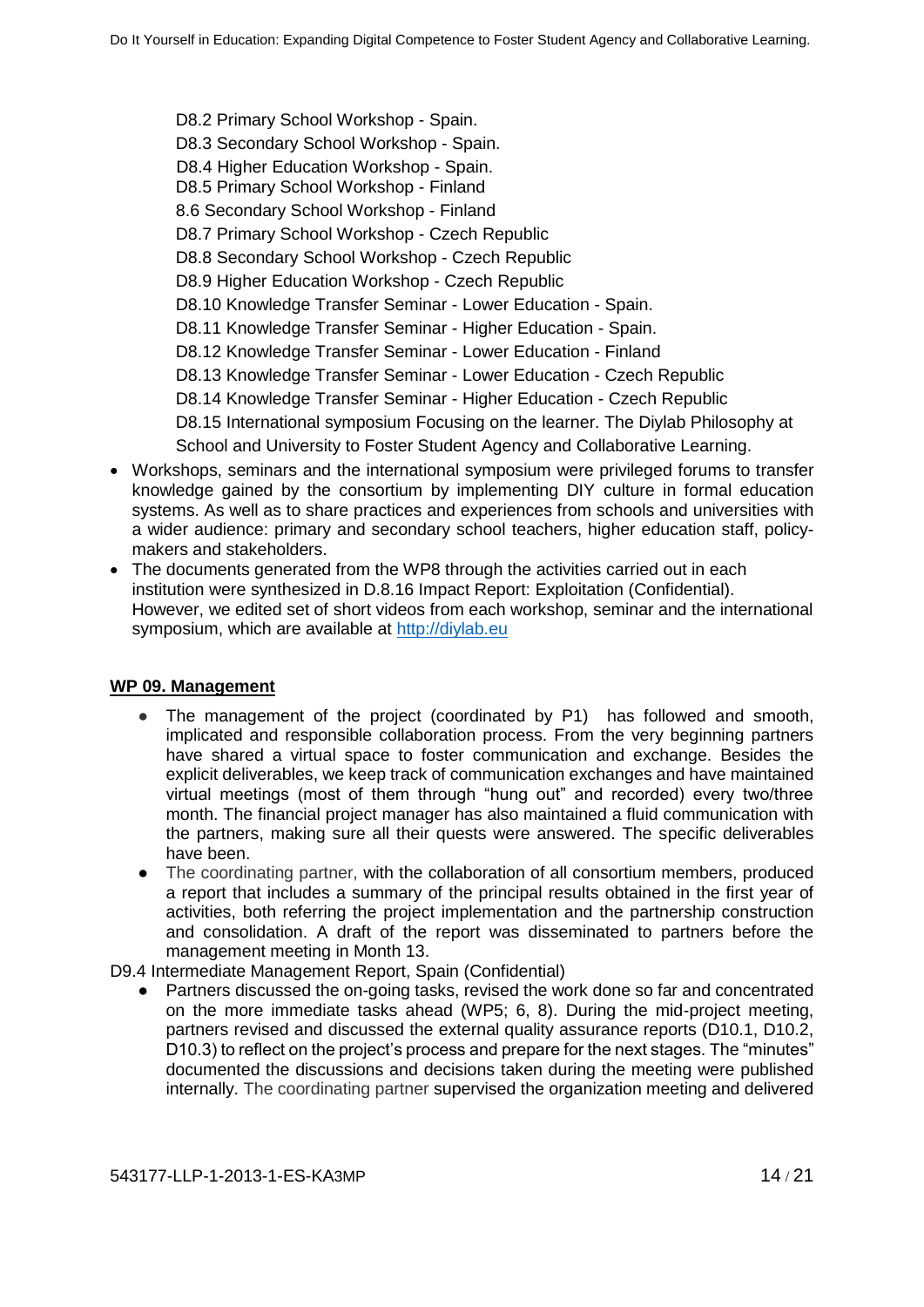D8.2 Primary School Workshop - Spain.
D8.3 Secondary School Workshop - Spain.
D8.4 Higher Education Workshop - Spain.
D8.5 Primary School Workshop - Finland
8.6 Secondary School Workshop - Finland
D8.7 Primary School Workshop - Czech Republic
D8.8 Secondary School Workshop - Czech Republic
D8.9 Higher Education Workshop - Czech Republic
D8.10 Knowledge Transfer Seminar - Lower Education - Spain.
D8.11 Knowledge Transfer Seminar - Higher Education - Spain.
D8.12 Knowledge Transfer Seminar - Lower Education - Finland
D8.13 Knowledge Transfer Seminar - Lower Education - Czech Republic
D8.14 Knowledge Transfer Seminar - Higher Education - Czech Republic
D8.15 International symposium Focusing on the learner. The Diylab Philosophy at School and University to Foster Student Agency and Collaborative Learning.

- Workshops, seminars and the international symposium were privileged forums to transfer knowledge gained by the consortium by implementing DIY culture in formal education systems. As well as to share practices and experiences from schools and universities with a wider audience: primary and secondary school teachers, higher education staff, policy-makers and stakeholders.
- The documents generated from the WP8 through the activities carried out in each institution were synthesized in D.8.16 Impact Report: Exploitation (Confidential). However, we edited set of short videos from each workshop, seminar and the international symposium, which are available at http://diylab.eu

**WP 09. Management**

- The management of the project (coordinated by P1) has followed and smooth, implicated and responsible collaboration process. From the very beginning partners have shared a virtual space to foster communication and exchange. Besides the explicit deliverables, we keep track of communication exchanges and have maintained virtual meetings (most of them through "hung out" and recorded) every two/three month. The financial project manager has also maintained a fluid communication with the partners, making sure all their quests were answered. The specific deliverables have been.
- The coordinating partner, with the collaboration of all consortium members, produced a report that includes a summary of the principal results obtained in the first year of activities, both referring the project implementation and the partnership construction and consolidation. A draft of the report was disseminated to partners before the management meeting in Month 13.

D9.4 Intermediate Management Report, Spain (Confidential)

- Partners discussed the on-going tasks, revised the work done so far and concentrated on the more immediate tasks ahead (WP5; 6, 8). During the mid-project meeting, partners revised and discussed the external quality assurance reports (D10.1, D10.2, D10.3) to reflect on the project's process and prepare for the next stages. The "minutes" documented the discussions and decisions taken during the meeting were published internally. The coordinating partner supervised the organization meeting and delivered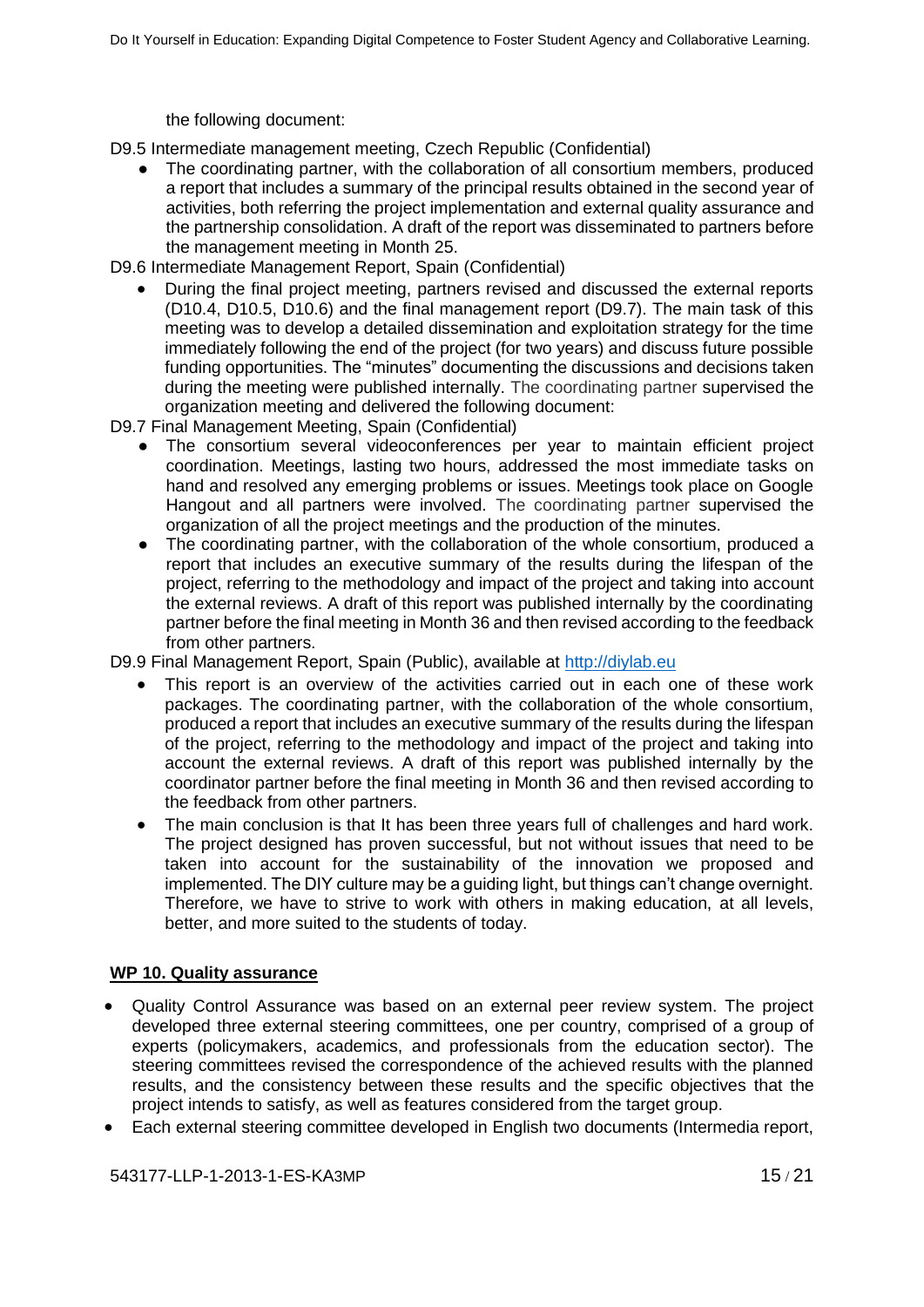the following document:

D9.5 Intermediate management meeting, Czech Republic (Confidential)

- The coordinating partner, with the collaboration of all consortium members, produced a report that includes a summary of the principal results obtained in the second year of activities, both referring the project implementation and external quality assurance and the partnership consolidation. A draft of the report was disseminated to partners before the management meeting in Month 25.

D9.6 Intermediate Management Report, Spain (Confidential)

- During the final project meeting, partners revised and discussed the external reports (D10.4, D10.5, D10.6) and the final management report (D9.7). The main task of this meeting was to develop a detailed dissemination and exploitation strategy for the time immediately following the end of the project (for two years) and discuss future possible funding opportunities. The "minutes" documenting the discussions and decisions taken during the meeting were published internally. The coordinating partner supervised the organization meeting and delivered the following document:

D9.7 Final Management Meeting, Spain (Confidential)

- The consortium several videoconferences per year to maintain efficient project coordination. Meetings, lasting two hours, addressed the most immediate tasks on hand and resolved any emerging problems or issues. Meetings took place on Google Hangout and all partners were involved. The coordinating partner supervised the organization of all the project meetings and the production of the minutes.
- The coordinating partner, with the collaboration of the whole consortium, produced a report that includes an executive summary of the results during the lifespan of the project, referring to the methodology and impact of the project and taking into account the external reviews. A draft of this report was published internally by the coordinating partner before the final meeting in Month 36 and then revised according to the feedback from other partners.

D9.9 Final Management Report, Spain (Public), available at http://diylab.eu

- This report is an overview of the activities carried out in each one of these work packages. The coordinating partner, with the collaboration of the whole consortium, produced a report that includes an executive summary of the results during the lifespan of the project, referring to the methodology and impact of the project and taking into account the external reviews. A draft of this report was published internally by the coordinator partner before the final meeting in Month 36 and then revised according to the feedback from other partners.
- The main conclusion is that It has been three years full of challenges and hard work. The project designed has proven successful, but not without issues that need to be taken into account for the sustainability of the innovation we proposed and implemented. The DIY culture may be a guiding light, but things can't change overnight. Therefore, we have to strive to work with others in making education, at all levels, better, and more suited to the students of today.

**WP 10. Quality assurance**

- Quality Control Assurance was based on an external peer review system. The project developed three external steering committees, one per country, comprised of a group of experts (policymakers, academics, and professionals from the education sector). The steering committees revised the correspondence of the achieved results with the planned results, and the consistency between these results and the specific objectives that the project intends to satisfy, as well as features considered from the target group.
- Each external steering committee developed in English two documents (Intermedia report,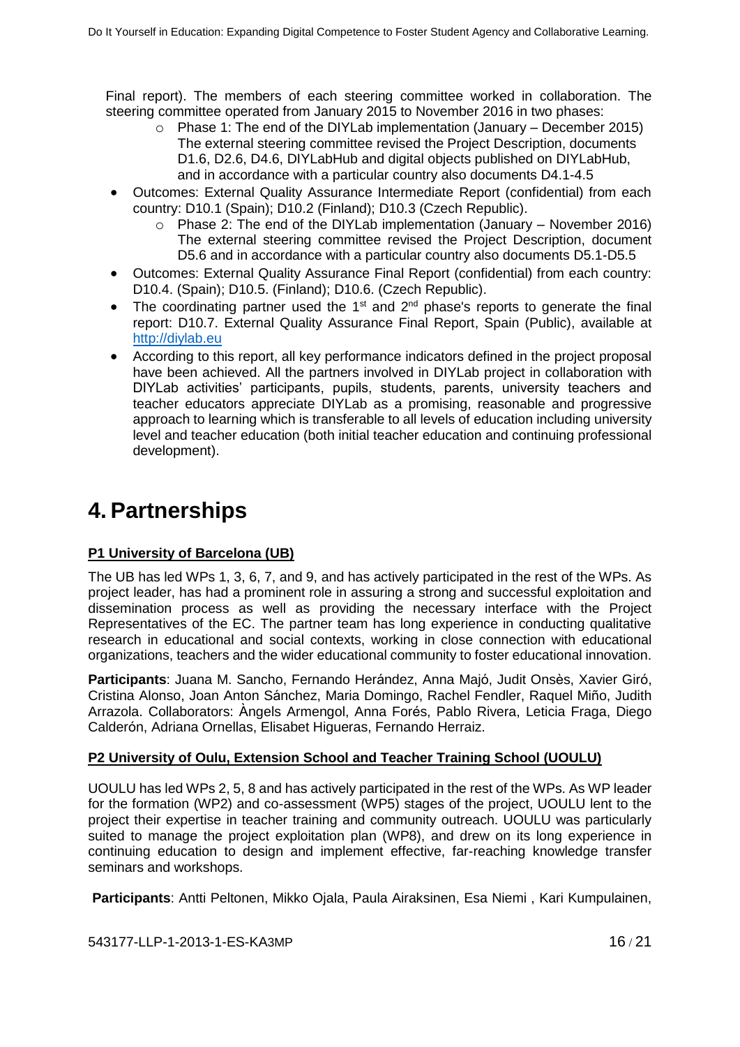Final report). The members of each steering committee worked in collaboration. The steering committee operated from January 2015 to November 2016 in two phases:

  - Phase 1: The end of the DIYLab implementation (January – December 2015) The external steering committee revised the Project Description, documents D1.6, D2.6, D4.6, DIYLabHub and digital objects published on DIYLabHub, and in accordance with a particular country also documents D4.1-4.5

- Outcomes: External Quality Assurance Intermediate Report (confidential) from each country: D10.1 (Spain); D10.2 (Finland); D10.3 (Czech Republic).
  - Phase 2: The end of the DIYLab implementation (January – November 2016) The external steering committee revised the Project Description, document D5.6 and in accordance with a particular country also documents D5.1-D5.5
- Outcomes: External Quality Assurance Final Report (confidential) from each country: D10.4. (Spain); D10.5. (Finland); D10.6. (Czech Republic).
- The coordinating partner used the 1st and 2nd phase's reports to generate the final report: D10.7. External Quality Assurance Final Report, Spain (Public), available at http://diylab.eu
- According to this report, all key performance indicators defined in the project proposal have been achieved. All the partners involved in DIYLab project in collaboration with DIYLab activities' participants, pupils, students, parents, university teachers and teacher educators appreciate DIYLab as a promising, reasonable and progressive approach to learning which is transferable to all levels of education including university level and teacher education (both initial teacher education and continuing professional development).

# 4. Partnerships

**P1 University of Barcelona (UB)**

The UB has led WPs 1, 3, 6, 7, and 9, and has actively participated in the rest of the WPs. As project leader, has had a prominent role in assuring a strong and successful exploitation and dissemination process as well as providing the necessary interface with the Project Representatives of the EC. The partner team has long experience in conducting qualitative research in educational and social contexts, working in close connection with educational organizations, teachers and the wider educational community to foster educational innovation.

**Participants**: Juana M. Sancho, Fernando Herández, Anna Majó, Judit Onsès, Xavier Giró, Cristina Alonso, Joan Anton Sánchez, Maria Domingo, Rachel Fendler, Raquel Miño, Judith Arrazola. Collaborators: Àngels Armengol, Anna Forés, Pablo Rivera, Leticia Fraga, Diego Calderón, Adriana Ornellas, Elisabet Higueras, Fernando Herraiz.

**P2 University of Oulu, Extension School and Teacher Training School (UOULU)**

UOULU has led WPs 2, 5, 8 and has actively participated in the rest of the WPs. As WP leader for the formation (WP2) and co-assessment (WP5) stages of the project, UOULU lent to the project their expertise in teacher training and community outreach. UOULU was particularly suited to manage the project exploitation plan (WP8), and drew on its long experience in continuing education to design and implement effective, far-reaching knowledge transfer seminars and workshops.

**Participants**: Antti Peltonen, Mikko Ojala, Paula Airaksinen, Esa Niemi , Kari Kumpulainen,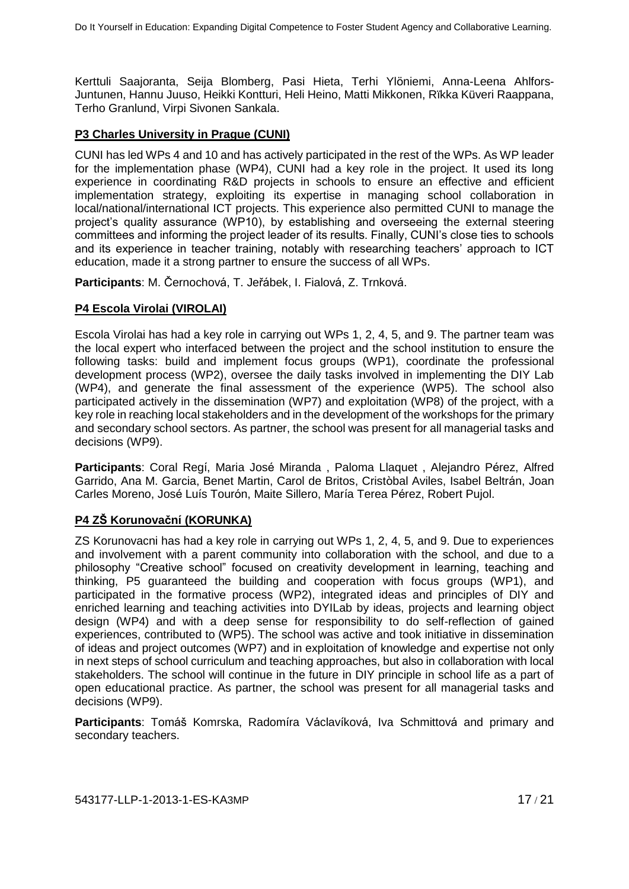Kerttuli Saajoranta, Seija Blomberg, Pasi Hieta, Terhi Ylöniemi, Anna-Leena Ahlfors-Juntunen, Hannu Juuso, Heikki Kontturi, Heli Heino, Matti Mikkonen, Riikka Küveri Raappana, Terho Granlund, Virpi Sivonen Sankala.

### P3 Charles University in Prague (CUNI)

CUNI has led WPs 4 and 10 and has actively participated in the rest of the WPs. As WP leader for the implementation phase (WP4), CUNI had a key role in the project. It used its long experience in coordinating R&D projects in schools to ensure an effective and efficient implementation strategy, exploiting its expertise in managing school collaboration in local/national/international ICT projects. This experience also permitted CUNI to manage the project's quality assurance (WP10), by establishing and overseeing the external steering committees and informing the project leader of its results. Finally, CUNI's close ties to schools and its experience in teacher training, notably with researching teachers' approach to ICT education, made it a strong partner to ensure the success of all WPs.

**Participants**: M. Černochová, T. Jeřábek, I. Fialová, Z. Trnková.

### P4 Escola Virolai (VIROLAI)

Escola Virolai has had a key role in carrying out WPs 1, 2, 4, 5, and 9. The partner team was the local expert who interfaced between the project and the school institution to ensure the following tasks: build and implement focus groups (WP1), coordinate the professional development process (WP2), oversee the daily tasks involved in implementing the DIY Lab (WP4), and generate the final assessment of the experience (WP5). The school also participated actively in the dissemination (WP7) and exploitation (WP8) of the project, with a key role in reaching local stakeholders and in the development of the workshops for the primary and secondary school sectors. As partner, the school was present for all managerial tasks and decisions (WP9).

**Participants**: Coral Regí, Maria José Miranda , Paloma Llaquet , Alejandro Pérez, Alfred Garrido, Ana M. Garcia, Benet Martin, Carol de Britos, Cristòbal Aviles, Isabel Beltrán, Joan Carles Moreno, José Luís Tourón, Maite Sillero, María Terea Pérez, Robert Pujol.

### P4 ZŠ Korunovační (KORUNKA)

ZS Korunovacni has had a key role in carrying out WPs 1, 2, 4, 5, and 9. Due to experiences and involvement with a parent community into collaboration with the school, and due to a philosophy "Creative school" focused on creativity development in learning, teaching and thinking, P5 guaranteed the building and cooperation with focus groups (WP1), and participated in the formative process (WP2), integrated ideas and principles of DIY and enriched learning and teaching activities into DYILab by ideas, projects and learning object design (WP4) and with a deep sense for responsibility to do self-reflection of gained experiences, contributed to (WP5). The school was active and took initiative in dissemination of ideas and project outcomes (WP7) and in exploitation of knowledge and expertise not only in next steps of school curriculum and teaching approaches, but also in collaboration with local stakeholders. The school will continue in the future in DIY principle in school life as a part of open educational practice. As partner, the school was present for all managerial tasks and decisions (WP9).

**Participants**: Tomáš Komrska, Radomíra Václavíková, Iva Schmittová and primary and secondary teachers.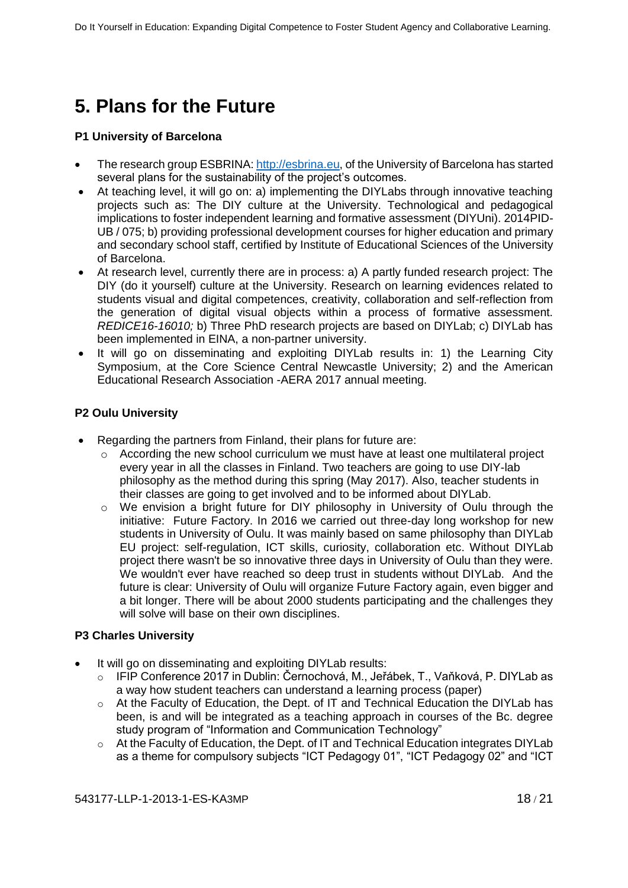# 5. Plans for the Future

**P1 University of Barcelona**

- The research group ESBRINA: http://esbrina.eu, of the University of Barcelona has started several plans for the sustainability of the project's outcomes.
- At teaching level, it will go on: a) implementing the DIYLabs through innovative teaching projects such as: The DIY culture at the University. Technological and pedagogical implications to foster independent learning and formative assessment (DIYUni). 2014PID-UB / 075; b) providing professional development courses for higher education and primary and secondary school staff, certified by Institute of Educational Sciences of the University of Barcelona.
- At research level, currently there are in process: a) A partly funded research project: The DIY (do it yourself) culture at the University. Research on learning evidences related to students visual and digital competences, creativity, collaboration and self-reflection from the generation of digital visual objects within a process of formative assessment. *REDICE16-16010;* b) Three PhD research projects are based on DIYLab; c) DIYLab has been implemented in EINA, a non-partner university.
- It will go on disseminating and exploiting DIYLab results in: 1) the Learning City Symposium, at the Core Science Central Newcastle University; 2) and the American Educational Research Association -AERA 2017 annual meeting.

**P2 Oulu University**

- Regarding the partners from Finland, their plans for future are:
  - According the new school curriculum we must have at least one multilateral project every year in all the classes in Finland. Two teachers are going to use DIY-lab philosophy as the method during this spring (May 2017). Also, teacher students in their classes are going to get involved and to be informed about DIYLab.
  - We envision a bright future for DIY philosophy in University of Oulu through the initiative: Future Factory. In 2016 we carried out three-day long workshop for new students in University of Oulu. It was mainly based on same philosophy than DIYLab EU project: self-regulation, ICT skills, curiosity, collaboration etc. Without DIYLab project there wasn't be so innovative three days in University of Oulu than they were. We wouldn't ever have reached so deep trust in students without DIYLab. And the future is clear: University of Oulu will organize Future Factory again, even bigger and a bit longer. There will be about 2000 students participating and the challenges they will solve will base on their own disciplines.

**P3 Charles University**

- It will go on disseminating and exploiting DIYLab results:
  - IFIP Conference 2017 in Dublin: Černochová, M., Jeřábek, T., Vaňková, P. DIYLab as a way how student teachers can understand a learning process (paper)
  - At the Faculty of Education, the Dept. of IT and Technical Education the DIYLab has been, is and will be integrated as a teaching approach in courses of the Bc. degree study program of "Information and Communication Technology"
  - At the Faculty of Education, the Dept. of IT and Technical Education integrates DIYLab as a theme for compulsory subjects "ICT Pedagogy 01", "ICT Pedagogy 02" and "ICT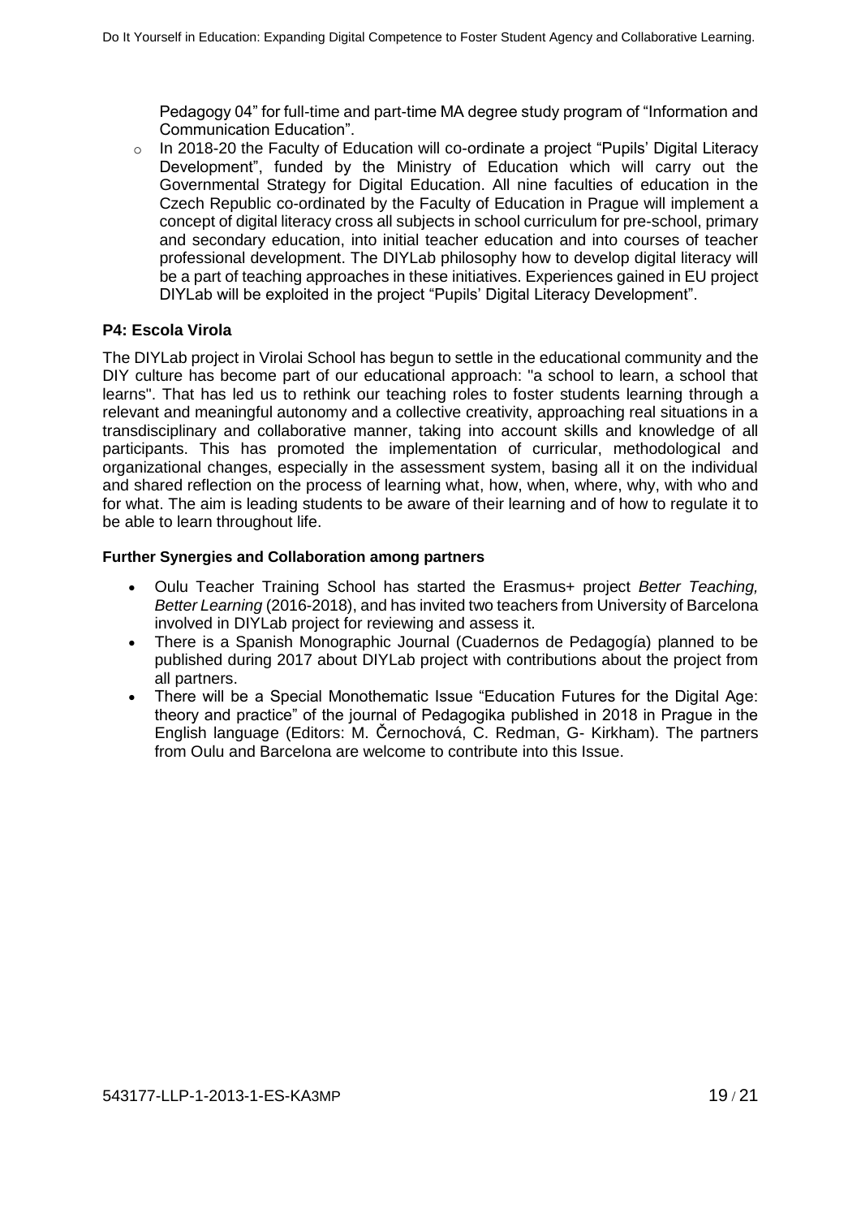Pedagogy 04" for full-time and part-time MA degree study program of "Information and Communication Education".

- In 2018-20 the Faculty of Education will co-ordinate a project "Pupils' Digital Literacy Development", funded by the Ministry of Education which will carry out the Governmental Strategy for Digital Education. All nine faculties of education in the Czech Republic co-ordinated by the Faculty of Education in Prague will implement a concept of digital literacy cross all subjects in school curriculum for pre-school, primary and secondary education, into initial teacher education and into courses of teacher professional development. The DIYLab philosophy how to develop digital literacy will be a part of teaching approaches in these initiatives. Experiences gained in EU project DIYLab will be exploited in the project "Pupils' Digital Literacy Development".

**P4: Escola Virola**

The DIYLab project in Virolai School has begun to settle in the educational community and the DIY culture has become part of our educational approach: "a school to learn, a school that learns". That has led us to rethink our teaching roles to foster students learning through a relevant and meaningful autonomy and a collective creativity, approaching real situations in a transdisciplinary and collaborative manner, taking into account skills and knowledge of all participants. This has promoted the implementation of curricular, methodological and organizational changes, especially in the assessment system, basing all it on the individual and shared reflection on the process of learning what, how, when, where, why, with who and for what. The aim is leading students to be aware of their learning and of how to regulate it to be able to learn throughout life.

**Further Synergies and Collaboration among partners**

- Oulu Teacher Training School has started the Erasmus+ project *Better Teaching, Better Learning* (2016-2018), and has invited two teachers from University of Barcelona involved in DIYLab project for reviewing and assess it.
- There is a Spanish Monographic Journal (Cuadernos de Pedagogía) planned to be published during 2017 about DIYLab project with contributions about the project from all partners.
- There will be a Special Monothematic Issue "Education Futures for the Digital Age: theory and practice" of the journal of Pedagogika published in 2018 in Prague in the English language (Editors: M. Černochová, C. Redman, G- Kirkham). The partners from Oulu and Barcelona are welcome to contribute into this Issue.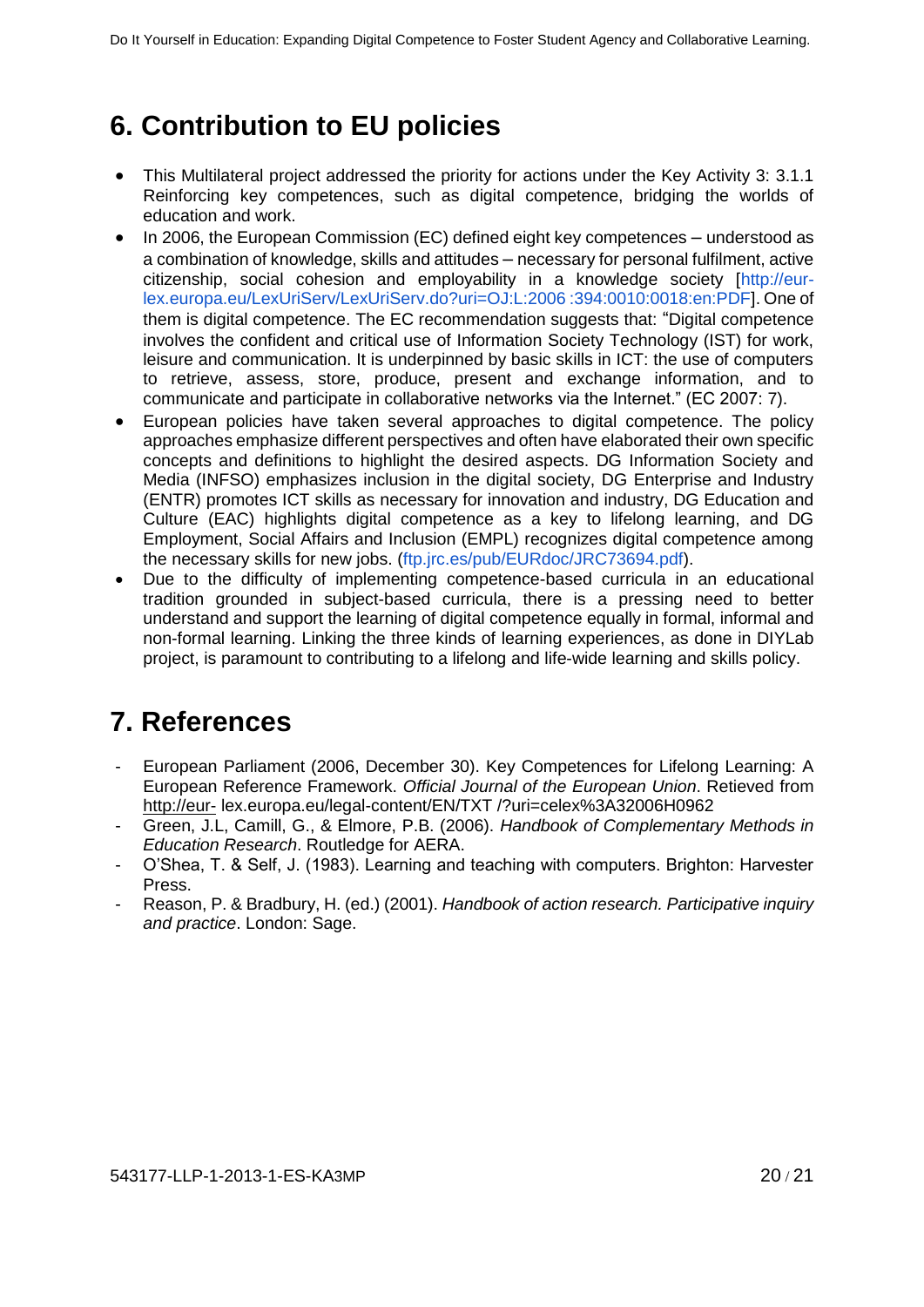# 6. Contribution to EU policies

- This Multilateral project addressed the priority for actions under the Key Activity 3: 3.1.1 Reinforcing key competences, such as digital competence, bridging the worlds of education and work.
- In 2006, the European Commission (EC) defined eight key competences – understood as a combination of knowledge, skills and attitudes – necessary for personal fulfilment, active citizenship, social cohesion and employability in a knowledge society [http://eur-lex.europa.eu/LexUriServ/LexUriServ.do?uri=OJ:L:2006 :394:0010:0018:en:PDF]. One of them is digital competence. The EC recommendation suggests that: "Digital competence involves the confident and critical use of Information Society Technology (IST) for work, leisure and communication. It is underpinned by basic skills in ICT: the use of computers to retrieve, assess, store, produce, present and exchange information, and to communicate and participate in collaborative networks via the Internet." (EC 2007: 7).
- European policies have taken several approaches to digital competence. The policy approaches emphasize different perspectives and often have elaborated their own specific concepts and definitions to highlight the desired aspects. DG Information Society and Media (INFSO) emphasizes inclusion in the digital society, DG Enterprise and Industry (ENTR) promotes ICT skills as necessary for innovation and industry, DG Education and Culture (EAC) highlights digital competence as a key to lifelong learning, and DG Employment, Social Affairs and Inclusion (EMPL) recognizes digital competence among the necessary skills for new jobs. (ftp.jrc.es/pub/EURdoc/JRC73694.pdf).
- Due to the difficulty of implementing competence-based curricula in an educational tradition grounded in subject-based curricula, there is a pressing need to better understand and support the learning of digital competence equally in formal, informal and non-formal learning. Linking the three kinds of learning experiences, as done in DIYLab project, is paramount to contributing to a lifelong and life-wide learning and skills policy.

# 7. References

- European Parliament (2006, December 30). Key Competences for Lifelong Learning: A European Reference Framework. *Official Journal of the European Union*. Retrieved from http://eur- lex.europa.eu/legal-content/EN/TXT /?uri=celex%3A32006H0962
- Green, J.L, Camill, G., & Elmore, P.B. (2006). *Handbook of Complementary Methods in Education Research*. Routledge for AERA.
- O'Shea, T. & Self, J. (1983). Learning and teaching with computers. Brighton: Harvester Press.
- Reason, P. & Bradbury, H. (ed.) (2001). *Handbook of action research. Participative inquiry and practice*. London: Sage.